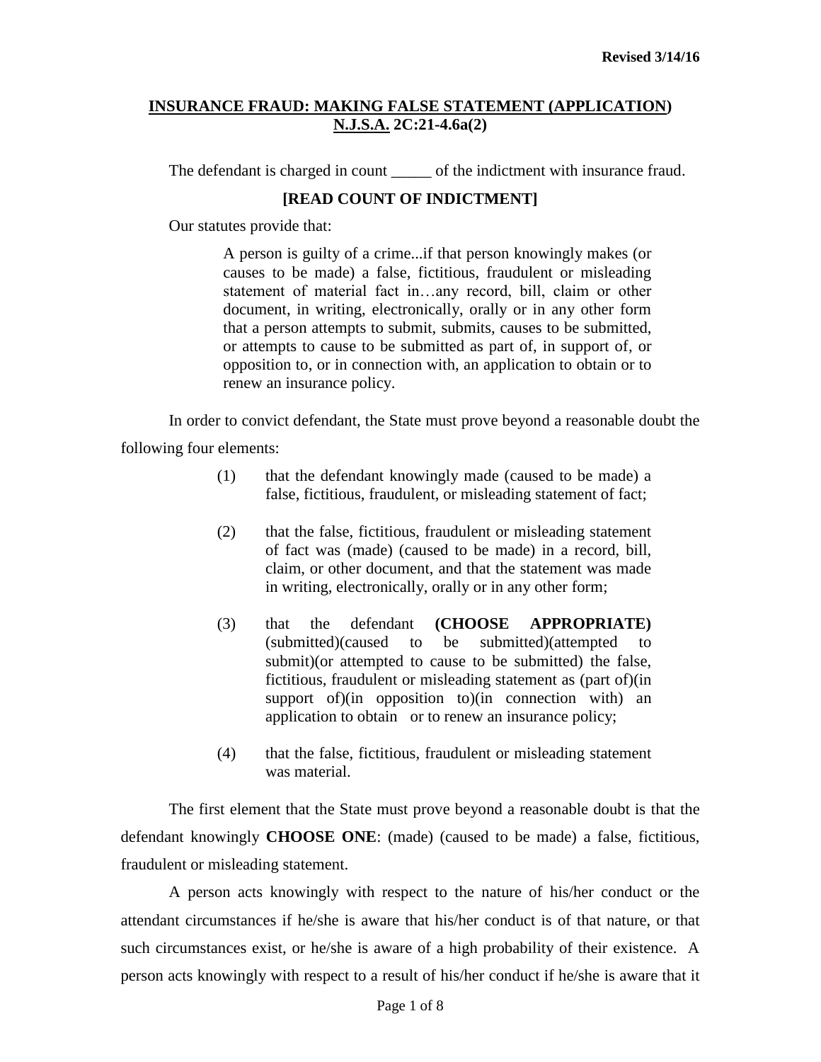Revised 3/14/16

**INSURANCE FRAUD: MAKING FALSE STATEMENT (APPLICATION)**
**N.J.S.A. 2C:21-4.6a(2)**

The defendant is charged in count _____ of the indictment with insurance fraud.

**[READ COUNT OF INDICTMENT]**

Our statutes provide that:

> A person is guilty of a crime...if that person knowingly makes (or causes to be made) a false, fictitious, fraudulent or misleading statement of material fact in…any record, bill, claim or other document, in writing, electronically, orally or in any other form that a person attempts to submit, submits, causes to be submitted, or attempts to cause to be submitted as part of, in support of, or opposition to, or in connection with, an application to obtain or to renew an insurance policy.

In order to convict defendant, the State must prove beyond a reasonable doubt the following four elements:

(1) that the defendant knowingly made (caused to be made) a false, fictitious, fraudulent, or misleading statement of fact;

(2) that the false, fictitious, fraudulent or misleading statement of fact was (made) (caused to be made) in a record, bill, claim, or other document, and that the statement was made in writing, electronically, orally or in any other form;

(3) that the defendant **(CHOOSE APPROPRIATE)** (submitted)(caused to be submitted)(attempted to submit)(or attempted to cause to be submitted) the false, fictitious, fraudulent or misleading statement as (part of)(in support of)(in opposition to)(in connection with) an application to obtain or to renew an insurance policy;

(4) that the false, fictitious, fraudulent or misleading statement was material.

The first element that the State must prove beyond a reasonable doubt is that the defendant knowingly **CHOOSE ONE**: (made) (caused to be made) a false, fictitious, fraudulent or misleading statement.

A person acts knowingly with respect to the nature of his/her conduct or the attendant circumstances if he/she is aware that his/her conduct is of that nature, or that such circumstances exist, or he/she is aware of a high probability of their existence. A person acts knowingly with respect to a result of his/her conduct if he/she is aware that it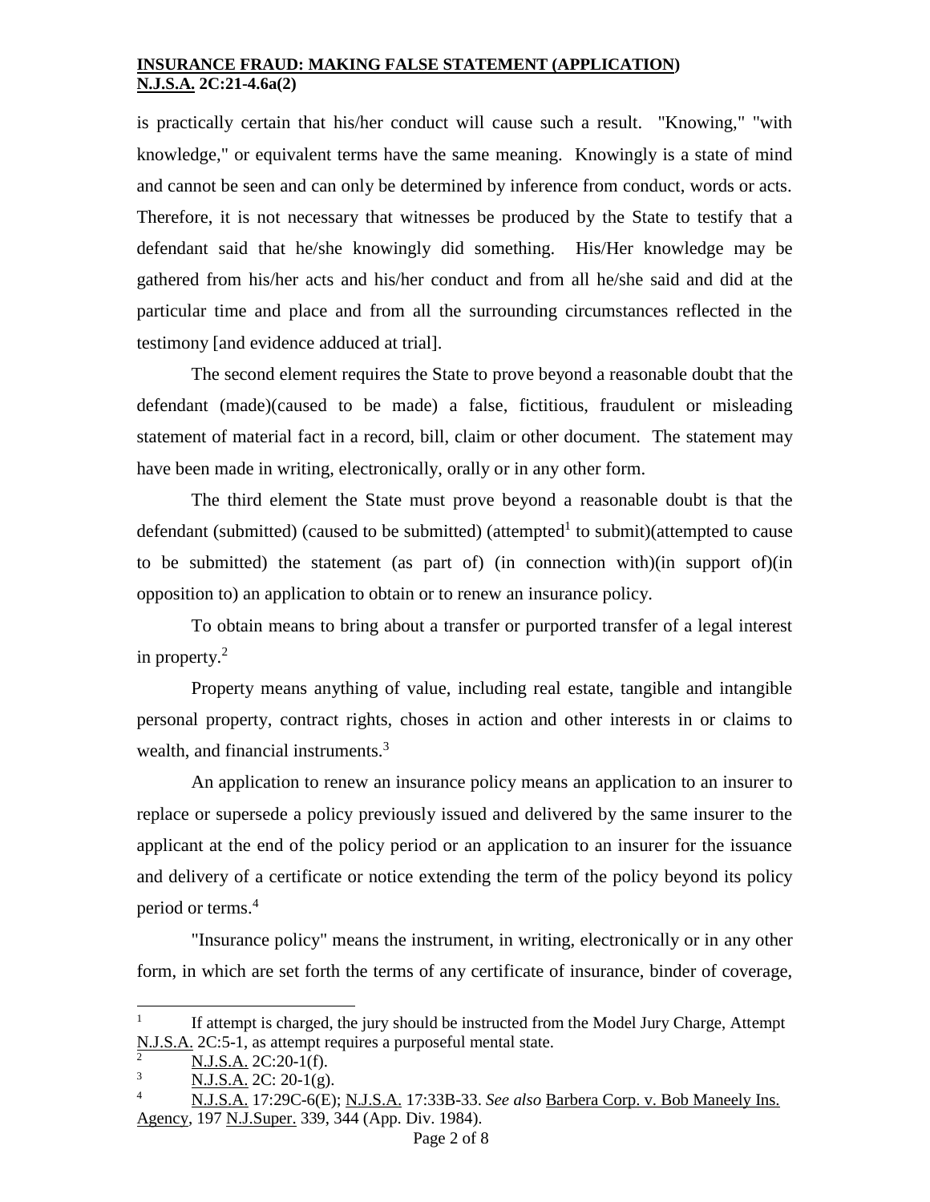is practically certain that his/her conduct will cause such a result. "Knowing," "with knowledge," or equivalent terms have the same meaning. Knowingly is a state of mind and cannot be seen and can only be determined by inference from conduct, words or acts. Therefore, it is not necessary that witnesses be produced by the State to testify that a defendant said that he/she knowingly did something. His/Her knowledge may be gathered from his/her acts and his/her conduct and from all he/she said and did at the particular time and place and from all the surrounding circumstances reflected in the testimony [and evidence adduced at trial].

The second element requires the State to prove beyond a reasonable doubt that the defendant (made)(caused to be made) a false, fictitious, fraudulent or misleading statement of material fact in a record, bill, claim or other document. The statement may have been made in writing, electronically, orally or in any other form.

The third element the State must prove beyond a reasonable doubt is that the defendant (submitted) (caused to be submitted) (attempted[1] to submit)(attempted to cause to be submitted) the statement (as part of) (in connection with)(in support of)(in opposition to) an application to obtain or to renew an insurance policy.

To obtain means to bring about a transfer or purported transfer of a legal interest in property.[2]

Property means anything of value, including real estate, tangible and intangible personal property, contract rights, choses in action and other interests in or claims to wealth, and financial instruments.[3]

An application to renew an insurance policy means an application to an insurer to replace or supersede a policy previously issued and delivered by the same insurer to the applicant at the end of the policy period or an application to an insurer for the issuance and delivery of a certificate or notice extending the term of the policy beyond its policy period or terms.[4]

"Insurance policy" means the instrument, in writing, electronically or in any other form, in which are set forth the terms of any certificate of insurance, binder of coverage,

---

[1] If attempt is charged, the jury should be instructed from the Model Jury Charge, Attempt N.J.S.A. 2C:5-1, as attempt requires a purposeful mental state.

[2] N.J.S.A. 2C:20-1(f).

[3] N.J.S.A. 2C: 20-1(g).

[4] N.J.S.A. 17:29C-6(E); N.J.S.A. 17:33B-33. *See also* Barbera Corp. v. Bob Maneely Ins. Agency, 197 N.J.Super. 339, 344 (App. Div. 1984).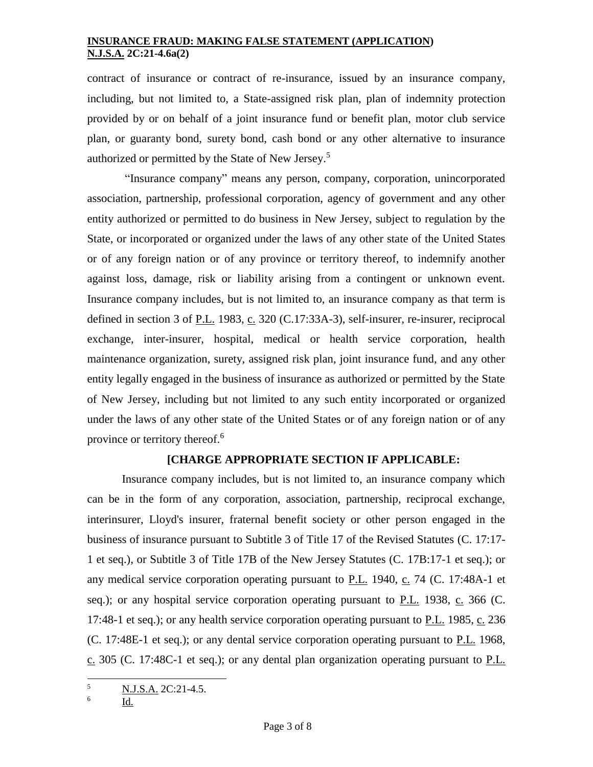contract of insurance or contract of re-insurance, issued by an insurance company, including, but not limited to, a State-assigned risk plan, plan of indemnity protection provided by or on behalf of a joint insurance fund or benefit plan, motor club service plan, or guaranty bond, surety bond, cash bond or any other alternative to insurance authorized or permitted by the State of New Jersey.[5]

"Insurance company" means any person, company, corporation, unincorporated association, partnership, professional corporation, agency of government and any other entity authorized or permitted to do business in New Jersey, subject to regulation by the State, or incorporated or organized under the laws of any other state of the United States or of any foreign nation or of any province or territory thereof, to indemnify another against loss, damage, risk or liability arising from a contingent or unknown event. Insurance company includes, but is not limited to, an insurance company as that term is defined in section 3 of P.L. 1983, c. 320 (C.17:33A-3), self-insurer, re-insurer, reciprocal exchange, inter-insurer, hospital, medical or health service corporation, health maintenance organization, surety, assigned risk plan, joint insurance fund, and any other entity legally engaged in the business of insurance as authorized or permitted by the State of New Jersey, including but not limited to any such entity incorporated or organized under the laws of any other state of the United States or of any foreign nation or of any province or territory thereof.[6]

**[CHARGE APPROPRIATE SECTION IF APPLICABLE:**

Insurance company includes, but is not limited to, an insurance company which can be in the form of any corporation, association, partnership, reciprocal exchange, interinsurer, Lloyd's insurer, fraternal benefit society or other person engaged in the business of insurance pursuant to Subtitle 3 of Title 17 of the Revised Statutes (C. 17:17-1 et seq.), or Subtitle 3 of Title 17B of the New Jersey Statutes (C. 17B:17-1 et seq.); or any medical service corporation operating pursuant to P.L. 1940, c. 74 (C. 17:48A-1 et seq.); or any hospital service corporation operating pursuant to P.L. 1938, c. 366 (C. 17:48-1 et seq.); or any health service corporation operating pursuant to P.L. 1985, c. 236 (C. 17:48E-1 et seq.); or any dental service corporation operating pursuant to P.L. 1968, c. 305 (C. 17:48C-1 et seq.); or any dental plan organization operating pursuant to P.L.

---

[5] N.J.S.A. 2C:21-4.5.

[6] Id.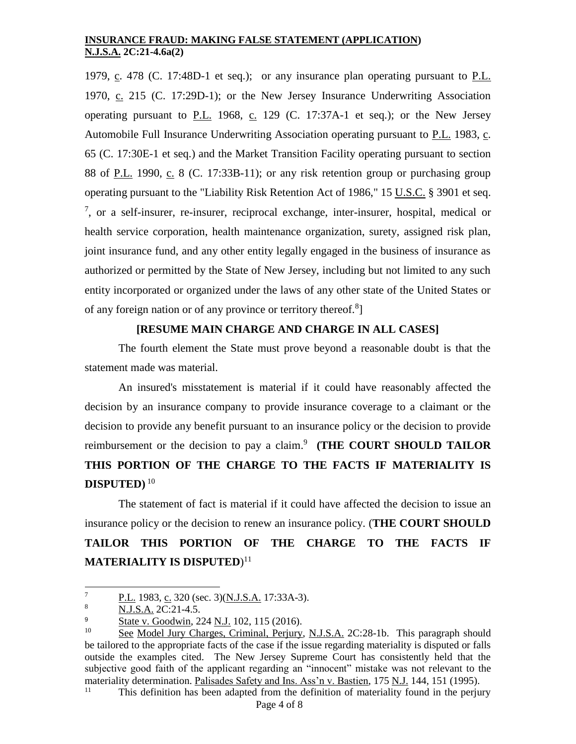1979, c. 478 (C. 17:48D-1 et seq.); or any insurance plan operating pursuant to P.L. 1970, c. 215 (C. 17:29D-1); or the New Jersey Insurance Underwriting Association operating pursuant to P.L. 1968, c. 129 (C. 17:37A-1 et seq.); or the New Jersey Automobile Full Insurance Underwriting Association operating pursuant to P.L. 1983, c. 65 (C. 17:30E-1 et seq.) and the Market Transition Facility operating pursuant to section 88 of P.L. 1990, c. 8 (C. 17:33B-11); or any risk retention group or purchasing group operating pursuant to the "Liability Risk Retention Act of 1986," 15 U.S.C. § 3901 et seq.[7], or a self-insurer, re-insurer, reciprocal exchange, inter-insurer, hospital, medical or health service corporation, health maintenance organization, surety, assigned risk plan, joint insurance fund, and any other entity legally engaged in the business of insurance as authorized or permitted by the State of New Jersey, including but not limited to any such entity incorporated or organized under the laws of any other state of the United States or of any foreign nation or of any province or territory thereof.[8]]

**[RESUME MAIN CHARGE AND CHARGE IN ALL CASES]**

The fourth element the State must prove beyond a reasonable doubt is that the statement made was material.

An insured's misstatement is material if it could have reasonably affected the decision by an insurance company to provide insurance coverage to a claimant or the decision to provide any benefit pursuant to an insurance policy or the decision to provide reimbursement or the decision to pay a claim.[9] **(THE COURT SHOULD TAILOR THIS PORTION OF THE CHARGE TO THE FACTS IF MATERIALITY IS DISPUTED)**[10]

The statement of fact is material if it could have affected the decision to issue an insurance policy or the decision to renew an insurance policy. (**THE COURT SHOULD TAILOR THIS PORTION OF THE CHARGE TO THE FACTS IF MATERIALITY IS DISPUTED**)[11]

---

[7] P.L. 1983, c. 320 (sec. 3)(N.J.S.A. 17:33A-3).

[8] N.J.S.A. 2C:21-4.5.

[9] State v. Goodwin, 224 N.J. 102, 115 (2016).

[10] See Model Jury Charges, Criminal, Perjury, N.J.S.A. 2C:28-1b. This paragraph should be tailored to the appropriate facts of the case if the issue regarding materiality is disputed or falls outside the examples cited. The New Jersey Supreme Court has consistently held that the subjective good faith of the applicant regarding an "innocent" mistake was not relevant to the materiality determination. Palisades Safety and Ins. Ass'n v. Bastien, 175 N.J. 144, 151 (1995).

[11] This definition has been adapted from the definition of materiality found in the perjury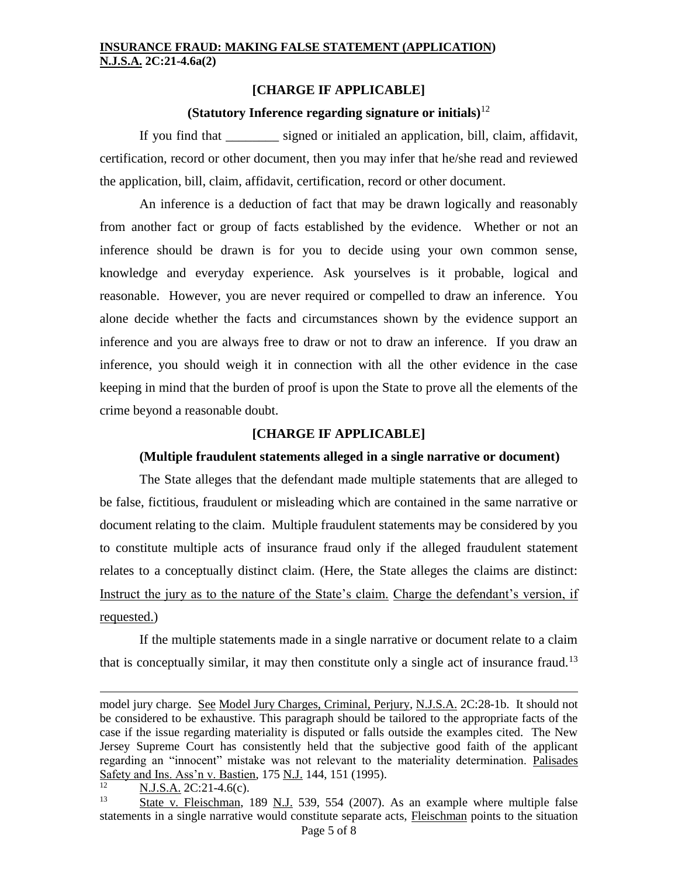**[CHARGE IF APPLICABLE]**

**(Statutory Inference regarding signature or initials)**[12]

If you find that ________ signed or initialed an application, bill, claim, affidavit, certification, record or other document, then you may infer that he/she read and reviewed the application, bill, claim, affidavit, certification, record or other document.

An inference is a deduction of fact that may be drawn logically and reasonably from another fact or group of facts established by the evidence. Whether or not an inference should be drawn is for you to decide using your own common sense, knowledge and everyday experience. Ask yourselves is it probable, logical and reasonable. However, you are never required or compelled to draw an inference. You alone decide whether the facts and circumstances shown by the evidence support an inference and you are always free to draw or not to draw an inference. If you draw an inference, you should weigh it in connection with all the other evidence in the case keeping in mind that the burden of proof is upon the State to prove all the elements of the crime beyond a reasonable doubt.

**[CHARGE IF APPLICABLE]**

**(Multiple fraudulent statements alleged in a single narrative or document)**

The State alleges that the defendant made multiple statements that are alleged to be false, fictitious, fraudulent or misleading which are contained in the same narrative or document relating to the claim. Multiple fraudulent statements may be considered by you to constitute multiple acts of insurance fraud only if the alleged fraudulent statement relates to a conceptually distinct claim. (Here, the State alleges the claims are distinct: Instruct the jury as to the nature of the State's claim. Charge the defendant's version, if requested.)

If the multiple statements made in a single narrative or document relate to a claim that is conceptually similar, it may then constitute only a single act of insurance fraud.[13]

---

model jury charge. See Model Jury Charges, Criminal, Perjury, N.J.S.A. 2C:28-1b. It should not be considered to be exhaustive. This paragraph should be tailored to the appropriate facts of the case if the issue regarding materiality is disputed or falls outside the examples cited. The New Jersey Supreme Court has consistently held that the subjective good faith of the applicant regarding an "innocent" mistake was not relevant to the materiality determination. Palisades Safety and Ins. Ass'n v. Bastien, 175 N.J. 144, 151 (1995).

[12] N.J.S.A. 2C:21-4.6(c).

[13] State v. Fleischman, 189 N.J. 539, 554 (2007). As an example where multiple false statements in a single narrative would constitute separate acts, Fleischman points to the situation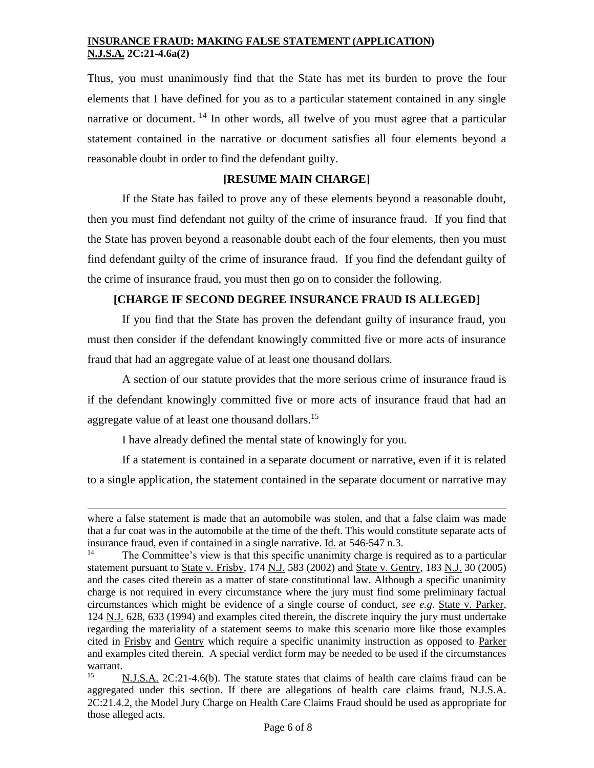Thus, you must unanimously find that the State has met its burden to prove the four elements that I have defined for you as to a particular statement contained in any single narrative or document. [14] In other words, all twelve of you must agree that a particular statement contained in the narrative or document satisfies all four elements beyond a reasonable doubt in order to find the defendant guilty.

**[RESUME MAIN CHARGE]**

If the State has failed to prove any of these elements beyond a reasonable doubt, then you must find defendant not guilty of the crime of insurance fraud. If you find that the State has proven beyond a reasonable doubt each of the four elements, then you must find defendant guilty of the crime of insurance fraud. If you find the defendant guilty of the crime of insurance fraud, you must then go on to consider the following.

**[CHARGE IF SECOND DEGREE INSURANCE FRAUD IS ALLEGED]**

If you find that the State has proven the defendant guilty of insurance fraud, you must then consider if the defendant knowingly committed five or more acts of insurance fraud that had an aggregate value of at least one thousand dollars.

A section of our statute provides that the more serious crime of insurance fraud is if the defendant knowingly committed five or more acts of insurance fraud that had an aggregate value of at least one thousand dollars.[15]

I have already defined the mental state of knowingly for you.

If a statement is contained in a separate document or narrative, even if it is related to a single application, the statement contained in the separate document or narrative may

---

where a false statement is made that an automobile was stolen, and that a false claim was made that a fur coat was in the automobile at the time of the theft. This would constitute separate acts of insurance fraud, even if contained in a single narrative. Id. at 546-547 n.3.

[14] The Committee's view is that this specific unanimity charge is required as to a particular statement pursuant to State v. Frisby, 174 N.J. 583 (2002) and State v. Gentry, 183 N.J. 30 (2005) and the cases cited therein as a matter of state constitutional law. Although a specific unanimity charge is not required in every circumstance where the jury must find some preliminary factual circumstances which might be evidence of a single course of conduct, *see e.g.* State v. Parker, 124 N.J. 628, 633 (1994) and examples cited therein, the discrete inquiry the jury must undertake regarding the materiality of a statement seems to make this scenario more like those examples cited in Frisby and Gentry which require a specific unanimity instruction as opposed to Parker and examples cited therein. A special verdict form may be needed to be used if the circumstances warrant.

[15] N.J.S.A. 2C:21-4.6(b). The statute states that claims of health care claims fraud can be aggregated under this section. If there are allegations of health care claims fraud, N.J.S.A. 2C:21.4.2, the Model Jury Charge on Health Care Claims Fraud should be used as appropriate for those alleged acts.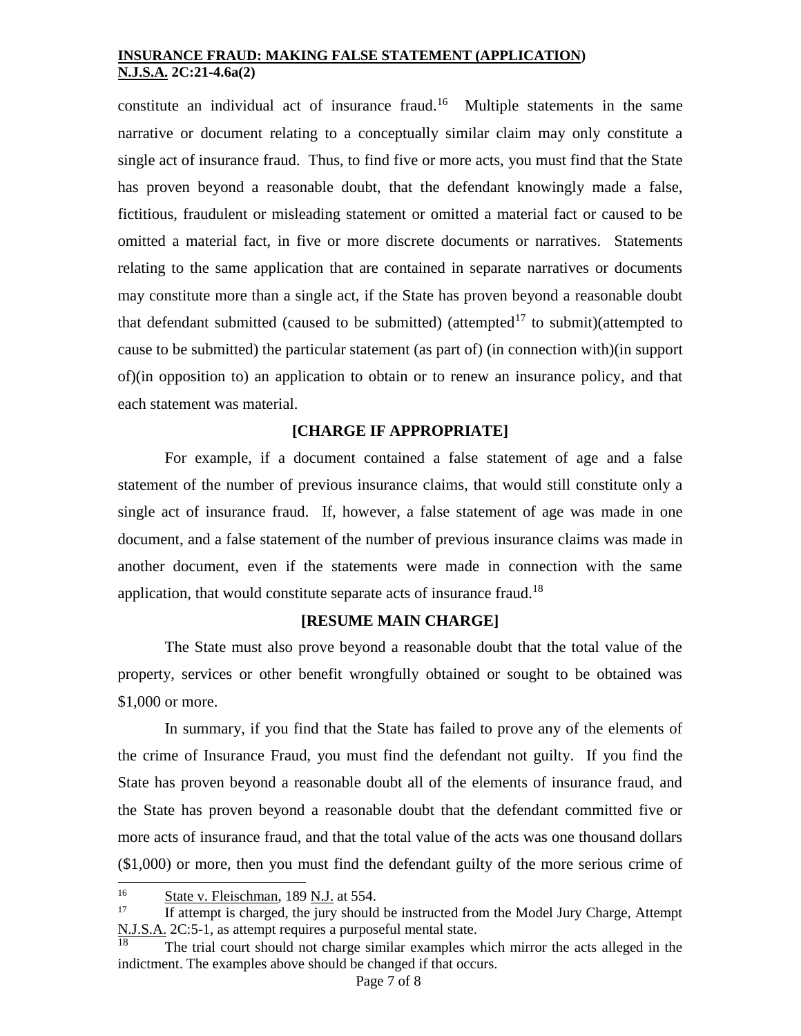constitute an individual act of insurance fraud.[16] Multiple statements in the same narrative or document relating to a conceptually similar claim may only constitute a single act of insurance fraud. Thus, to find five or more acts, you must find that the State has proven beyond a reasonable doubt, that the defendant knowingly made a false, fictitious, fraudulent or misleading statement or omitted a material fact or caused to be omitted a material fact, in five or more discrete documents or narratives. Statements relating to the same application that are contained in separate narratives or documents may constitute more than a single act, if the State has proven beyond a reasonable doubt that defendant submitted (caused to be submitted) (attempted[17] to submit)(attempted to cause to be submitted) the particular statement (as part of) (in connection with)(in support of)(in opposition to) an application to obtain or to renew an insurance policy, and that each statement was material.

**[CHARGE IF APPROPRIATE]**

For example, if a document contained a false statement of age and a false statement of the number of previous insurance claims, that would still constitute only a single act of insurance fraud. If, however, a false statement of age was made in one document, and a false statement of the number of previous insurance claims was made in another document, even if the statements were made in connection with the same application, that would constitute separate acts of insurance fraud.[18]

**[RESUME MAIN CHARGE]**

The State must also prove beyond a reasonable doubt that the total value of the property, services or other benefit wrongfully obtained or sought to be obtained was $1,000 or more.

In summary, if you find that the State has failed to prove any of the elements of the crime of Insurance Fraud, you must find the defendant not guilty. If you find the State has proven beyond a reasonable doubt all of the elements of insurance fraud, and the State has proven beyond a reasonable doubt that the defendant committed five or more acts of insurance fraud, and that the total value of the acts was one thousand dollars ($1,000) or more, then you must find the defendant guilty of the more serious crime of

---

[16] State v. Fleischman, 189 N.J. at 554.

[17] If attempt is charged, the jury should be instructed from the Model Jury Charge, Attempt N.J.S.A. 2C:5-1, as attempt requires a purposeful mental state.

[18] The trial court should not charge similar examples which mirror the acts alleged in the indictment. The examples above should be changed if that occurs.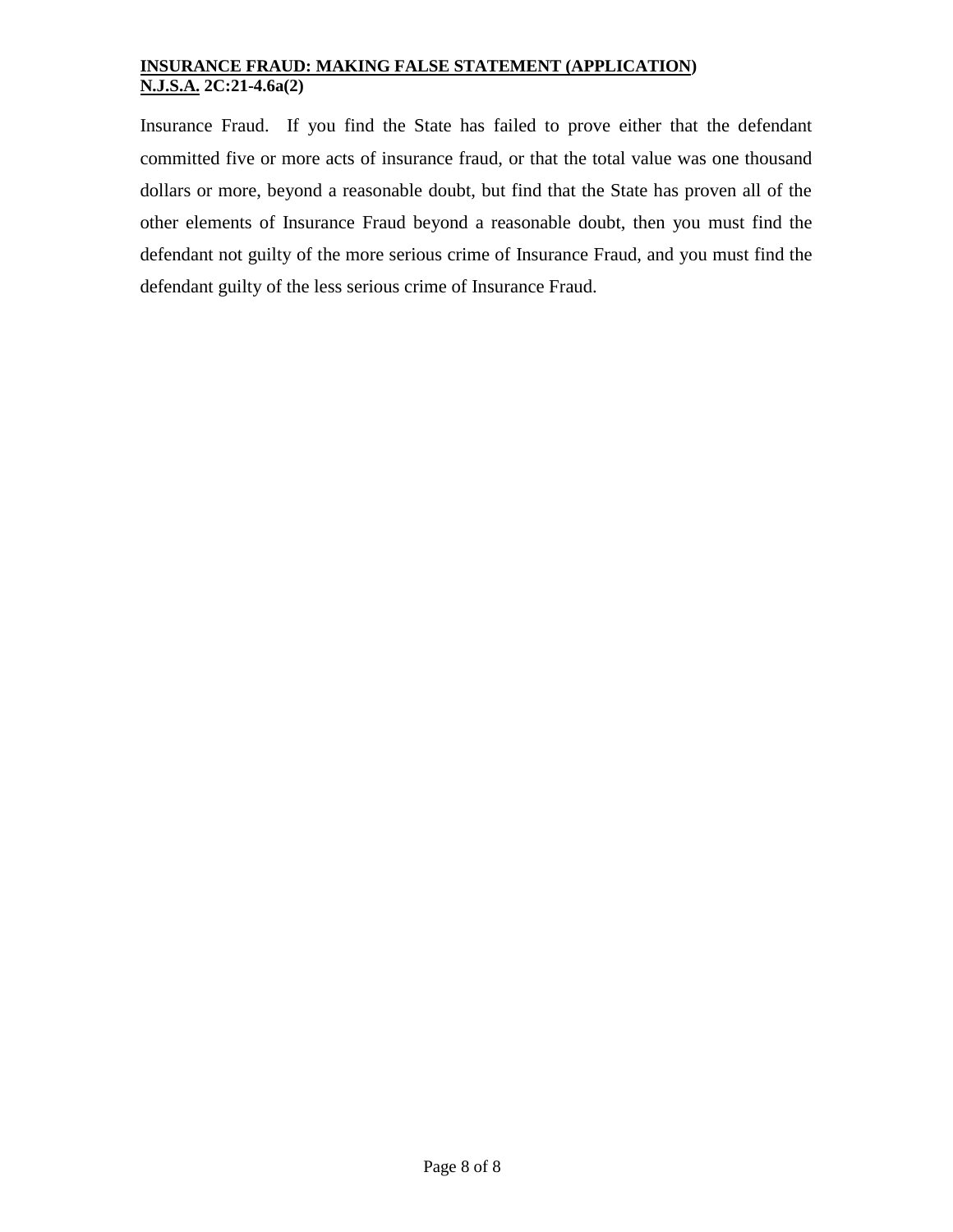Insurance Fraud. If you find the State has failed to prove either that the defendant committed five or more acts of insurance fraud, or that the total value was one thousand dollars or more, beyond a reasonable doubt, but find that the State has proven all of the other elements of Insurance Fraud beyond a reasonable doubt, then you must find the defendant not guilty of the more serious crime of Insurance Fraud, and you must find the defendant guilty of the less serious crime of Insurance Fraud.